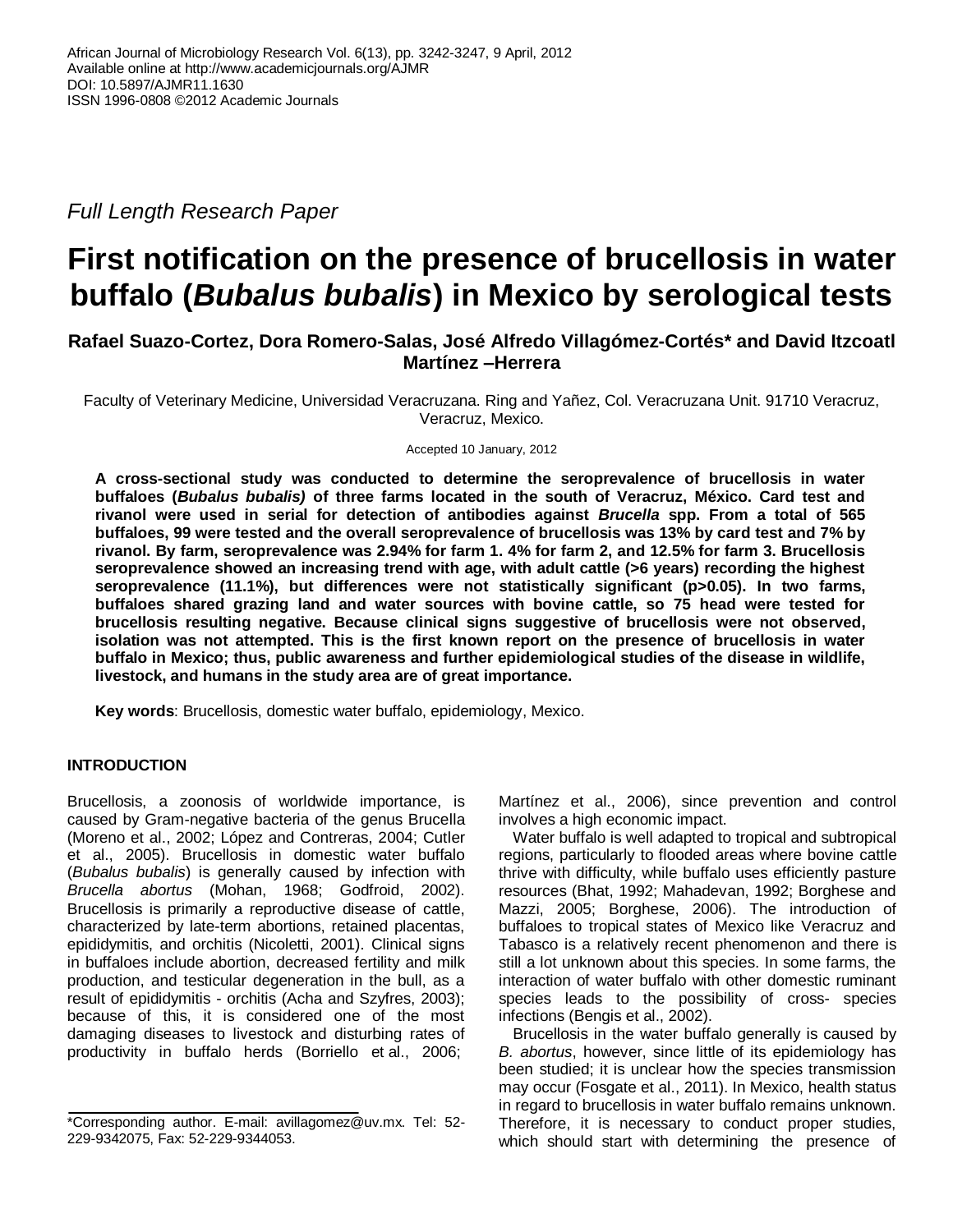*Full Length Research Paper*

# First notification on the presence of brucellosis in water buffalo (*Bubalus bubalis*) in Mexico by serological tests

**Rafael Suazo-Cortez, Dora Romero-Salas, José Alfredo Villagómez-Cortés* and David Itzcoatl Martínez –Herrera**

Faculty of Veterinary Medicine, Universidad Veracruzana. Ring and Yañez, Col. Veracruzana Unit. 91710 Veracruz, Veracruz, Mexico.

Accepted 10 January, 2012

**A cross-sectional study was conducted to determine the seroprevalence of brucellosis in water buffaloes (*Bubalus bubalis)* of three farms located in the south of Veracruz, México. Card test and rivanol were used in serial for detection of antibodies against *Brucella* spp. From a total of 565 buffaloes, 99 were tested and the overall seroprevalence of brucellosis was 13% by card test and 7% by rivanol. By farm, seroprevalence was 2.94% for farm 1. 4% for farm 2, and 12.5% for farm 3. Brucellosis seroprevalence showed an increasing trend with age, with adult cattle (>6 years) recording the highest seroprevalence (11.1%), but differences were not statistically significant (p>0.05). In two farms, buffaloes shared grazing land and water sources with bovine cattle, so 75 head were tested for brucellosis resulting negative. Because clinical signs suggestive of brucellosis were not observed, isolation was not attempted. This is the first known report on the presence of brucellosis in water buffalo in Mexico; thus, public awareness and further epidemiological studies of the disease in wildlife, livestock, and humans in the study area are of great importance.**

**Key words**: Brucellosis, domestic water buffalo, epidemiology, Mexico.

## INTRODUCTION

Brucellosis, a zoonosis of worldwide importance, is caused by Gram-negative bacteria of the genus Brucella (Moreno et al., 2002; López and Contreras, 2004; Cutler et al., 2005). Brucellosis in domestic water buffalo (*Bubalus bubalis*) is generally caused by infection with *Brucella abortus* (Mohan, 1968; Godfroid, 2002). Brucellosis is primarily a reproductive disease of cattle, characterized by late-term abortions, retained placentas, epididymitis, and orchitis (Nicoletti, 2001). Clinical signs in buffaloes include abortion, decreased fertility and milk production, and testicular degeneration in the bull, as a result of epididymitis - orchitis (Acha and Szyfres, 2003); because of this, it is considered one of the most damaging diseases to livestock and disturbing rates of productivity in buffalo herds (Borriello et al., 2006; Martínez et al., 2006), since prevention and control involves a high economic impact.

Water buffalo is well adapted to tropical and subtropical regions, particularly to flooded areas where bovine cattle thrive with difficulty, while buffalo uses efficiently pasture resources (Bhat, 1992; Mahadevan, 1992; Borghese and Mazzi, 2005; Borghese, 2006). The introduction of buffaloes to tropical states of Mexico like Veracruz and Tabasco is a relatively recent phenomenon and there is still a lot unknown about this species. In some farms, the interaction of water buffalo with other domestic ruminant species leads to the possibility of cross- species infections (Bengis et al., 2002).

Brucellosis in the water buffalo generally is caused by *B. abortus*, however, since little of its epidemiology has been studied; it is unclear how the species transmission may occur (Fosgate et al., 2011). In Mexico, health status in regard to brucellosis in water buffalo remains unknown. Therefore, it is necessary to conduct proper studies, which should start with determining the presence of

*Corresponding author. E-mail: avillagomez@uv.mx. Tel: 52-229-9342075, Fax: 52-229-9344053.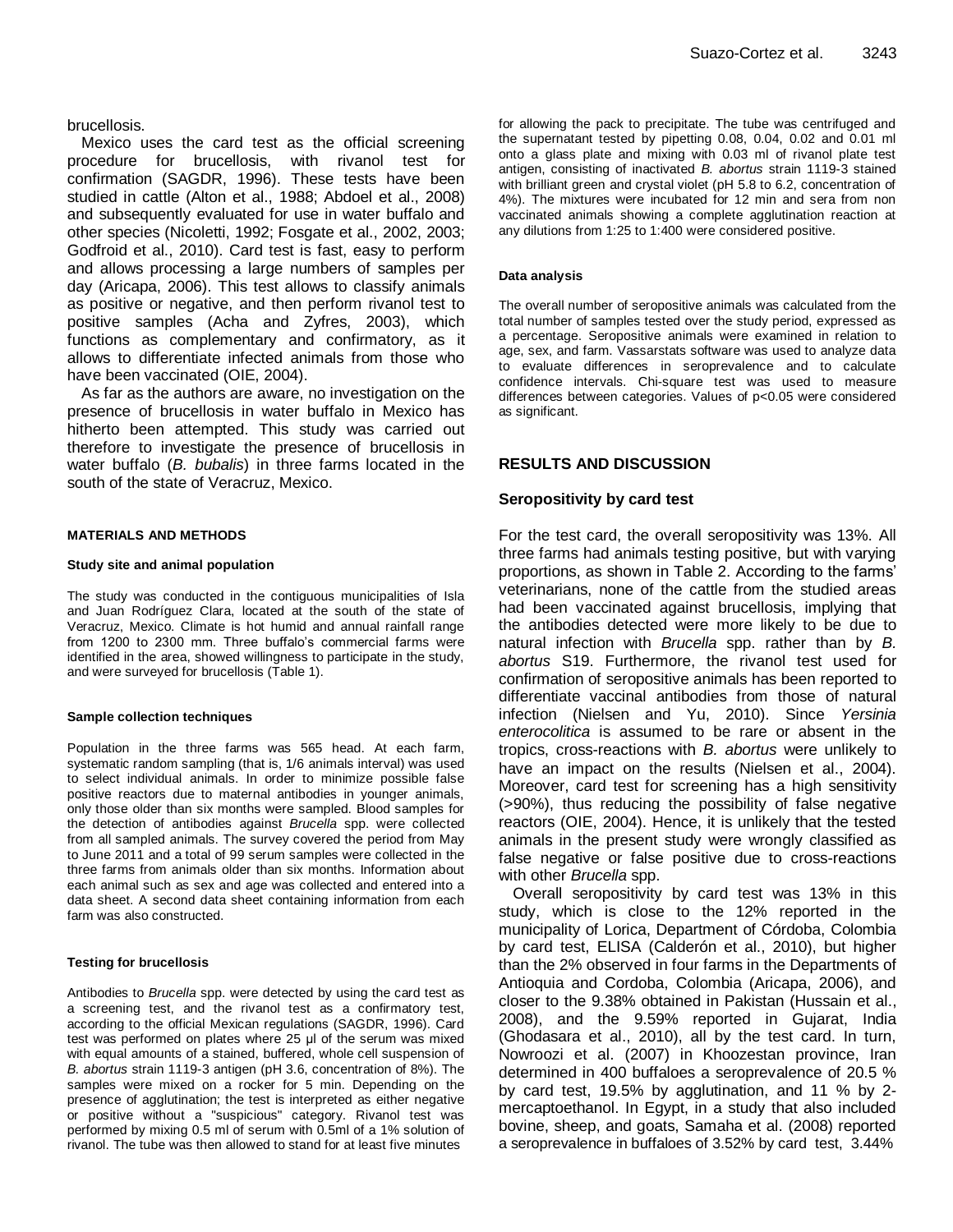brucellosis.

Mexico uses the card test as the official screening procedure for brucellosis, with rivanol test for confirmation (SAGDR, 1996). These tests have been studied in cattle (Alton et al., 1988; Abdoel et al., 2008) and subsequently evaluated for use in water buffalo and other species (Nicoletti, 1992; Fosgate et al., 2002, 2003; Godfroid et al., 2010). Card test is fast, easy to perform and allows processing a large numbers of samples per day (Aricapa, 2006). This test allows to classify animals as positive or negative, and then perform rivanol test to positive samples (Acha and Zyfres, 2003), which functions as complementary and confirmatory, as it allows to differentiate infected animals from those who have been vaccinated (OIE, 2004).

As far as the authors are aware, no investigation on the presence of brucellosis in water buffalo in Mexico has hitherto been attempted. This study was carried out therefore to investigate the presence of brucellosis in water buffalo (*B. bubalis*) in three farms located in the south of the state of Veracruz, Mexico.

## MATERIALS AND METHODS

### Study site and animal population

The study was conducted in the contiguous municipalities of Isla and Juan Rodríguez Clara, located at the south of the state of Veracruz, Mexico. Climate is hot humid and annual rainfall range from 1200 to 2300 mm. Three buffalo's commercial farms were identified in the area, showed willingness to participate in the study, and were surveyed for brucellosis (Table 1).

### Sample collection techniques

Population in the three farms was 565 head. At each farm, systematic random sampling (that is, 1/6 animals interval) was used to select individual animals. In order to minimize possible false positive reactors due to maternal antibodies in younger animals, only those older than six months were sampled. Blood samples for the detection of antibodies against *Brucella* spp. were collected from all sampled animals. The survey covered the period from May to June 2011 and a total of 99 serum samples were collected in the three farms from animals older than six months. Information about each animal such as sex and age was collected and entered into a data sheet. A second data sheet containing information from each farm was also constructed.

### Testing for brucellosis

Antibodies to *Brucella* spp. were detected by using the card test as a screening test, and the rivanol test as a confirmatory test, according to the official Mexican regulations (SAGDR, 1996). Card test was performed on plates where 25 µl of the serum was mixed with equal amounts of a stained, buffered, whole cell suspension of *B. abortus* strain 1119-3 antigen (pH 3.6, concentration of 8%). The samples were mixed on a rocker for 5 min. Depending on the presence of agglutination; the test is interpreted as either negative or positive without a "suspicious" category. Rivanol test was performed by mixing 0.5 ml of serum with 0.5ml of a 1% solution of rivanol. The tube was then allowed to stand for at least five minutes for allowing the pack to precipitate. The tube was centrifuged and the supernatant tested by pipetting 0.08, 0.04, 0.02 and 0.01 ml onto a glass plate and mixing with 0.03 ml of rivanol plate test antigen, consisting of inactivated *B. abortus* strain 1119-3 stained with brilliant green and crystal violet (pH 5.8 to 6.2, concentration of 4%). The mixtures were incubated for 12 min and sera from non vaccinated animals showing a complete agglutination reaction at any dilutions from 1:25 to 1:400 were considered positive.

### Data analysis

The overall number of seropositive animals was calculated from the total number of samples tested over the study period, expressed as a percentage. Seropositive animals were examined in relation to age, sex, and farm. Vassarstats software was used to analyze data to evaluate differences in seroprevalence and to calculate confidence intervals. Chi-square test was used to measure differences between categories. Values of $p<0.05$ were considered as significant.

## RESULTS AND DISCUSSION

### Seropositivity by card test

For the test card, the overall seropositivity was 13%. All three farms had animals testing positive, but with varying proportions, as shown in Table 2. According to the farms' veterinarians, none of the cattle from the studied areas had been vaccinated against brucellosis, implying that the antibodies detected were more likely to be due to natural infection with *Brucella* spp. rather than by *B. abortus* S19. Furthermore, the rivanol test used for confirmation of seropositive animals has been reported to differentiate vaccinal antibodies from those of natural infection (Nielsen and Yu, 2010). Since *Yersinia enterocolitica* is assumed to be rare or absent in the tropics, cross-reactions with *B. abortus* were unlikely to have an impact on the results (Nielsen et al., 2004). Moreover, card test for screening has a high sensitivity (>90%), thus reducing the possibility of false negative reactors (OIE, 2004). Hence, it is unlikely that the tested animals in the present study were wrongly classified as false negative or false positive due to cross-reactions with other *Brucella* spp.

Overall seropositivity by card test was 13% in this study, which is close to the 12% reported in the municipality of Lorica, Department of Córdoba, Colombia by card test, ELISA (Calderón et al., 2010), but higher than the 2% observed in four farms in the Departments of Antioquia and Cordoba, Colombia (Aricapa, 2006), and closer to the 9.38% obtained in Pakistan (Hussain et al., 2008), and the 9.59% reported in Gujarat, India (Ghodasara et al., 2010), all by the test card. In turn, Nowroozi et al. (2007) in Khoozestan province, Iran determined in 400 buffaloes a seroprevalence of 20.5 % by card test, 19.5% by agglutination, and 11 % by 2-mercaptoethanol. In Egypt, in a study that also included bovine, sheep, and goats, Samaha et al. (2008) reported a seroprevalence in buffaloes of 3.52% by card test, 3.44%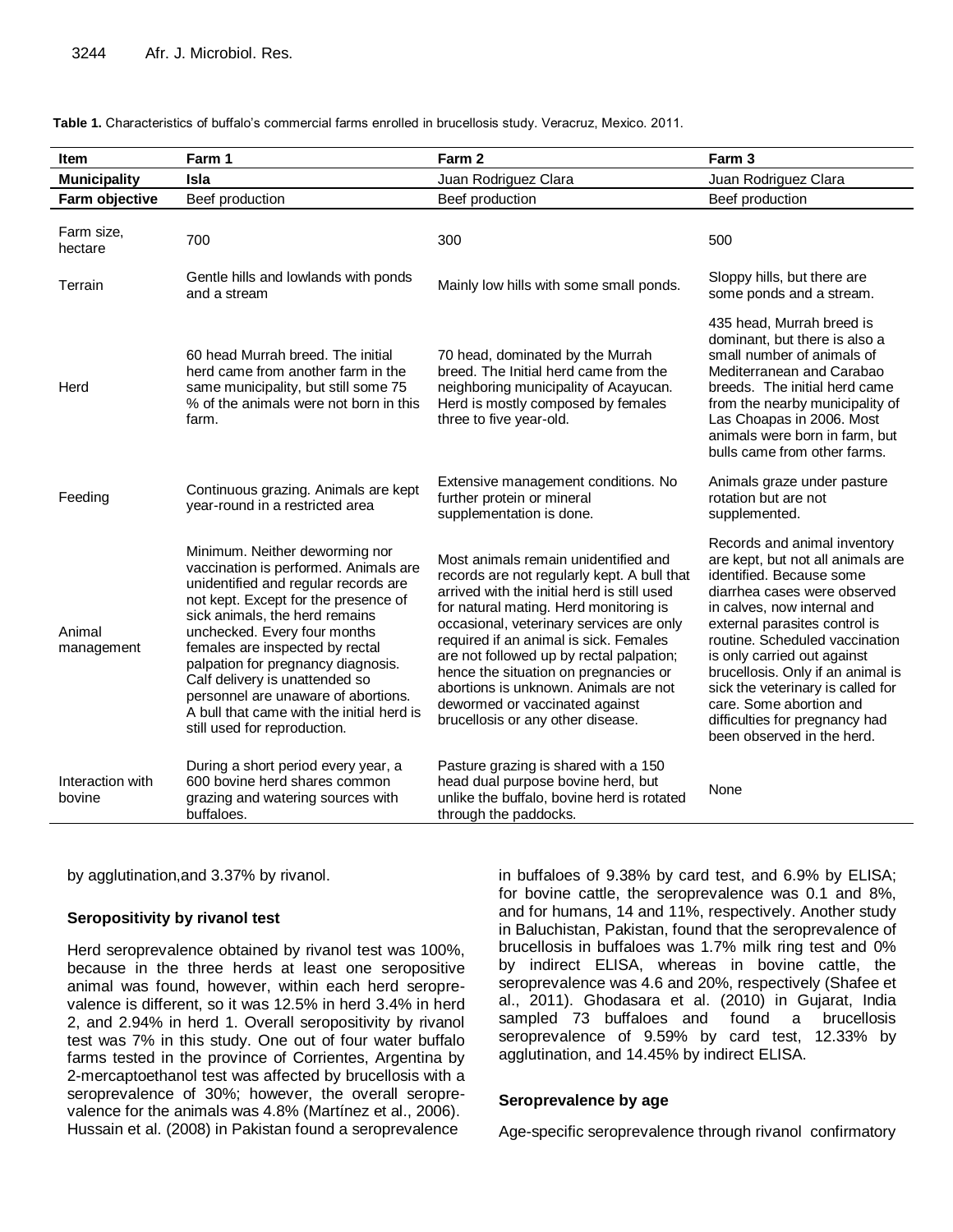**Table 1.** Characteristics of buffalo's commercial farms enrolled in brucellosis study. Veracruz, Mexico. 2011.

| Item | Farm 1 | Farm 2 | Farm 3 |
|---|---|---|---|
| **Municipality** | **Isla** | Juan Rodriguez Clara | Juan Rodriguez Clara |
| **Farm objective** | Beef production | Beef production | Beef production |
| Farm size, hectare | 700 | 300 | 500 |
| Terrain | Gentle hills and lowlands with ponds and a stream | Mainly low hills with some small ponds. | Sloppy hills, but there are some ponds and a stream. |
| Herd | 60 head Murrah breed. The initial herd came from another farm in the same municipality, but still some 75 % of the animals were not born in this farm. | 70 head, dominated by the Murrah breed. The Initial herd came from the neighboring municipality of Acayucan. Herd is mostly composed by females three to five year-old. | 435 head, Murrah breed is dominant, but there is also a small number of animals of Mediterranean and Carabao breeds. The initial herd came from the nearby municipality of Las Choapas in 2006. Most animals were born in farm, but bulls came from other farms. |
| Feeding | Continuous grazing. Animals are kept year-round in a restricted area | Extensive management conditions. No further protein or mineral supplementation is done. | Animals graze under pasture rotation but are not supplemented. |
| Animal management | Minimum. Neither deworming nor vaccination is performed. Animals are unidentified and regular records are not kept. Except for the presence of sick animals, the herd remains unchecked. Every four months females are inspected by rectal palpation for pregnancy diagnosis. Calf delivery is unattended so personnel are unaware of abortions. A bull that came with the initial herd is still used for reproduction. | Most animals remain unidentified and records are not regularly kept. A bull that arrived with the initial herd is still used for natural mating. Herd monitoring is occasional, veterinary services are only required if an animal is sick. Females are not followed up by rectal palpation; hence the situation on pregnancies or abortions is unknown. Animals are not dewormed or vaccinated against brucellosis or any other disease. | Records and animal inventory are kept, but not all animals are identified. Because some diarrhea cases were observed in calves, now internal and external parasites control is routine. Scheduled vaccination is only carried out against brucellosis. Only if an animal is sick the veterinary is called for care. Some abortion and difficulties for pregnancy had been observed in the herd. |
| Interaction with bovine | During a short period every year, a 600 bovine herd shares common grazing and watering sources with buffaloes. | Pasture grazing is shared with a 150 head dual purpose bovine herd, but unlike the buffalo, bovine herd is rotated through the paddocks. | None |

by agglutination,and 3.37% by rivanol.

### Seropositivity by rivanol test

Herd seroprevalence obtained by rivanol test was 100%, because in the three herds at least one seropositive animal was found, however, within each herd seroprevalence is different, so it was 12.5% in herd 3.4% in herd 2, and 2.94% in herd 1. Overall seropositivity by rivanol test was 7% in this study. One out of four water buffalo farms tested in the province of Corrientes, Argentina by 2-mercaptoethanol test was affected by brucellosis with a seroprevalence of 30%; however, the overall seroprevalence for the animals was 4.8% (Martínez et al., 2006). Hussain et al. (2008) in Pakistan found a seroprevalence in buffaloes of 9.38% by card test, and 6.9% by ELISA; for bovine cattle, the seroprevalence was 0.1 and 8%, and for humans, 14 and 11%, respectively. Another study in Baluchistan, Pakistan, found that the seroprevalence of brucellosis in buffaloes was 1.7% milk ring test and 0% by indirect ELISA, whereas in bovine cattle, the seroprevalence was 4.6 and 20%, respectively (Shafee et al., 2011). Ghodasara et al. (2010) in Gujarat, India sampled 73 buffaloes and found a brucellosis seroprevalence of 9.59% by card test, 12.33% by agglutination, and 14.45% by indirect ELISA.

### Seroprevalence by age

Age-specific seroprevalence through rivanol confirmatory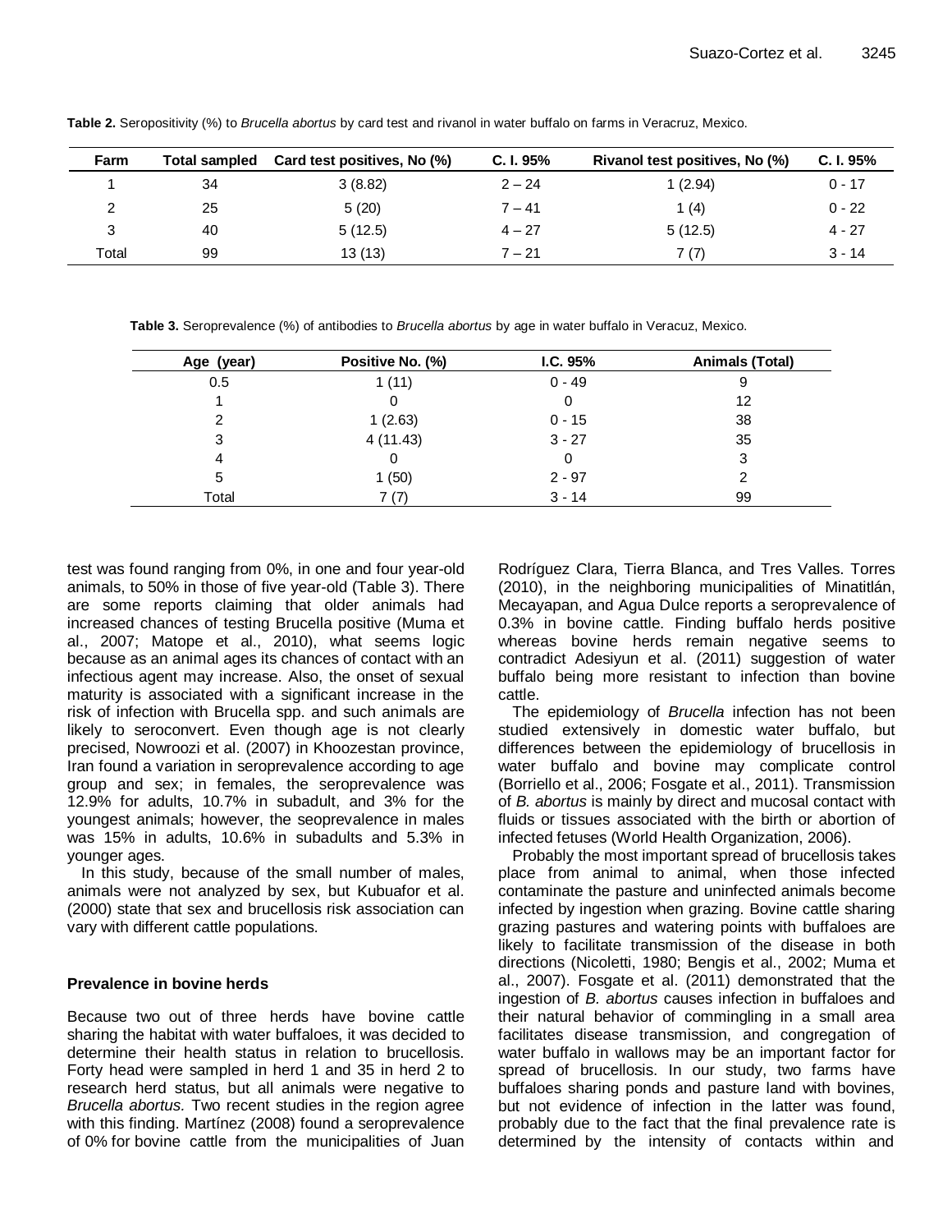**Table 2.** Seropositivity (%) to *Brucella abortus* by card test and rivanol in water buffalo on farms in Veracruz, Mexico.

| Farm | Total sampled | Card test positives, No (%) | C. I. 95% | Rivanol test positives, No (%) | C. I. 95% |
|---|---|---|---|---|---|
| 1 | 34 | 3 (8.82) | 2 – 24 | 1 (2.94) | 0 - 17 |
| 2 | 25 | 5 (20) | 7 – 41 | 1 (4) | 0 - 22 |
| 3 | 40 | 5 (12.5) | 4 – 27 | 5 (12.5) | 4 - 27 |
| Total | 99 | 13 (13) | 7 – 21 | 7 (7) | 3 - 14 |

**Table 3.** Seroprevalence (%) of antibodies to *Brucella abortus* by age in water buffalo in Veracuz, Mexico.

| Age (year) | Positive No. (%) | I.C. 95% | Animals (Total) |
|---|---|---|---|
| 0.5 | 1 (11) | 0 - 49 | 9 |
| 1 | 0 | 0 | 12 |
| 2 | 1 (2.63) | 0 - 15 | 38 |
| 3 | 4 (11.43) | 3 - 27 | 35 |
| 4 | 0 | 0 | 3 |
| 5 | 1 (50) | 2 - 97 | 2 |
| Total | 7 (7) | 3 - 14 | 99 |

test was found ranging from 0%, in one and four year-old animals, to 50% in those of five year-old (Table 3). There are some reports claiming that older animals had increased chances of testing Brucella positive (Muma et al., 2007; Matope et al., 2010), what seems logic because as an animal ages its chances of contact with an infectious agent may increase. Also, the onset of sexual maturity is associated with a significant increase in the risk of infection with Brucella spp. and such animals are likely to seroconvert. Even though age is not clearly precised, Nowroozi et al. (2007) in Khoozestan province, Iran found a variation in seroprevalence according to age group and sex; in females, the seroprevalence was 12.9% for adults, 10.7% in subadult, and 3% for the youngest animals; however, the seoprevalence in males was 15% in adults, 10.6% in subadults and 5.3% in younger ages.

In this study, because of the small number of males, animals were not analyzed by sex, but Kubuafor et al. (2000) state that sex and brucellosis risk association can vary with different cattle populations.

### Prevalence in bovine herds

Because two out of three herds have bovine cattle sharing the habitat with water buffaloes, it was decided to determine their health status in relation to brucellosis. Forty head were sampled in herd 1 and 35 in herd 2 to research herd status, but all animals were negative to *Brucella abortus.* Two recent studies in the region agree with this finding. Martínez (2008) found a seroprevalence of 0% for bovine cattle from the municipalities of Juan Rodríguez Clara, Tierra Blanca, and Tres Valles. Torres (2010), in the neighboring municipalities of Minatitlán, Mecayapan, and Agua Dulce reports a seroprevalence of 0.3% in bovine cattle. Finding buffalo herds positive whereas bovine herds remain negative seems to contradict Adesiyun et al. (2011) suggestion of water buffalo being more resistant to infection than bovine cattle.

The epidemiology of *Brucella* infection has not been studied extensively in domestic water buffalo, but differences between the epidemiology of brucellosis in water buffalo and bovine may complicate control (Borriello et al., 2006; Fosgate et al., 2011). Transmission of *B. abortus* is mainly by direct and mucosal contact with fluids or tissues associated with the birth or abortion of infected fetuses (World Health Organization, 2006).

Probably the most important spread of brucellosis takes place from animal to animal, when those infected contaminate the pasture and uninfected animals become infected by ingestion when grazing. Bovine cattle sharing grazing pastures and watering points with buffaloes are likely to facilitate transmission of the disease in both directions (Nicoletti, 1980; Bengis et al., 2002; Muma et al., 2007). Fosgate et al. (2011) demonstrated that the ingestion of *B. abortus* causes infection in buffaloes and their natural behavior of commingling in a small area facilitates disease transmission, and congregation of water buffalo in wallows may be an important factor for spread of brucellosis. In our study, two farms have buffaloes sharing ponds and pasture land with bovines, but not evidence of infection in the latter was found, probably due to the fact that the final prevalence rate is determined by the intensity of contacts within and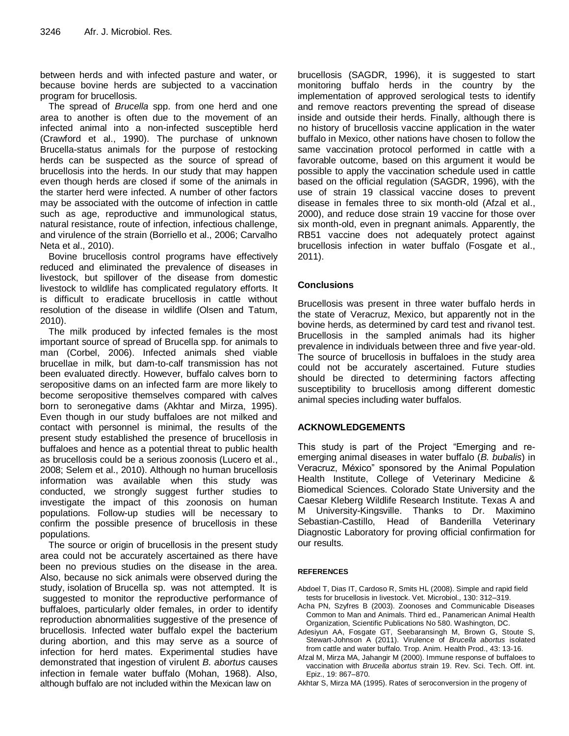between herds and with infected pasture and water, or because bovine herds are subjected to a vaccination program for brucellosis.

The spread of *Brucella* spp. from one herd and one area to another is often due to the movement of an infected animal into a non-infected susceptible herd (Crawford et al., 1990). The purchase of unknown Brucella-status animals for the purpose of restocking herds can be suspected as the source of spread of brucellosis into the herds. In our study that may happen even though herds are closed if some of the animals in the starter herd were infected. A number of other factors may be associated with the outcome of infection in cattle such as age, reproductive and immunological status, natural resistance, route of infection, infectious challenge, and virulence of the strain (Borriello et al., 2006; Carvalho Neta et al., 2010).

Bovine brucellosis control programs have effectively reduced and eliminated the prevalence of diseases in livestock, but spillover of the disease from domestic livestock to wildlife has complicated regulatory efforts. It is difficult to eradicate brucellosis in cattle without resolution of the disease in wildlife (Olsen and Tatum, 2010).

The milk produced by infected females is the most important source of spread of Brucella spp. for animals to man (Corbel, 2006). Infected animals shed viable brucellae in milk, but dam-to-calf transmission has not been evaluated directly. However, buffalo calves born to seropositive dams on an infected farm are more likely to become seropositive themselves compared with calves born to seronegative dams (Akhtar and Mirza, 1995). Even though in our study buffaloes are not milked and contact with personnel is minimal, the results of the present study established the presence of brucellosis in buffaloes and hence as a potential threat to public health as brucellosis could be a serious zoonosis (Lucero et al., 2008; Selem et al., 2010). Although no human brucellosis information was available when this study was conducted, we strongly suggest further studies to investigate the impact of this zoonosis on human populations. Follow-up studies will be necessary to confirm the possible presence of brucellosis in these populations.

The source or origin of brucellosis in the present study area could not be accurately ascertained as there have been no previous studies on the disease in the area. Also, because no sick animals were observed during the study, isolation of Brucella sp. was not attempted. It is suggested to monitor the reproductive performance of buffaloes, particularly older females, in order to identify reproduction abnormalities suggestive of the presence of brucellosis. Infected water buffalo expel the bacterium during abortion, and this may serve as a source of infection for herd mates. Experimental studies have demonstrated that ingestion of virulent *B. abortus* causes infection in female water buffalo (Mohan, 1968). Also, although buffalo are not included within the Mexican law on brucellosis (SAGDR, 1996), it is suggested to start monitoring buffalo herds in the country by the implementation of approved serological tests to identify and remove reactors preventing the spread of disease inside and outside their herds. Finally, although there is no history of brucellosis vaccine application in the water buffalo in Mexico, other nations have chosen to follow the same vaccination protocol performed in cattle with a favorable outcome, based on this argument it would be possible to apply the vaccination schedule used in cattle based on the official regulation (SAGDR, 1996), with the use of strain 19 classical vaccine doses to prevent disease in females three to six month-old (Afzal et al., 2000), and reduce dose strain 19 vaccine for those over six month-old, even in pregnant animals. Apparently, the RB51 vaccine does not adequately protect against brucellosis infection in water buffalo (Fosgate et al., 2011).

## Conclusions

Brucellosis was present in three water buffalo herds in the state of Veracruz, Mexico, but apparently not in the bovine herds, as determined by card test and rivanol test. Brucellosis in the sampled animals had its higher prevalence in individuals between three and five year-old. The source of brucellosis in buffaloes in the study area could not be accurately ascertained. Future studies should be directed to determining factors affecting susceptibility to brucellosis among different domestic animal species including water buffalos.

## ACKNOWLEDGEMENTS

This study is part of the Project "Emerging and re-emerging animal diseases in water buffalo (*B. bubalis*) in Veracruz, México" sponsored by the Animal Population Health Institute, College of Veterinary Medicine & Biomedical Sciences. Colorado State University and the Caesar Kleberg Wildlife Research Institute. Texas A and M University-Kingsville. Thanks to Dr. Maximino Sebastian-Castillo, Head of Banderilla Veterinary Diagnostic Laboratory for proving official confirmation for our results.

## REFERENCES

Abdoel T, Dias IT, Cardoso R, Smits HL (2008). Simple and rapid field tests for brucellosis in livestock. Vet. Microbiol., 130: 312–319.

Acha PN, Szyfres B (2003). Zoonoses and Communicable Diseases Common to Man and Animals. Third ed., Panamerican Animal Health Organization, Scientific Publications No 580. Washington, DC.

Adesiyun AA, Fosgate GT, Seebaransingh M, Brown G, Stoute S, Stewart-Johnson A (2011). Virulence of *Brucella abortus* isolated from cattle and water buffalo. Trop. Anim. Health Prod., 43: 13-16.

Afzal M, Mirza MA, Jahangir M (2000). Immune response of buffaloes to vaccination with *Brucella abortus* strain 19. Rev. Sci. Tech. Off. int. Epiz., 19: 867–870.

Akhtar S, Mirza MA (1995). Rates of seroconversion in the progeny of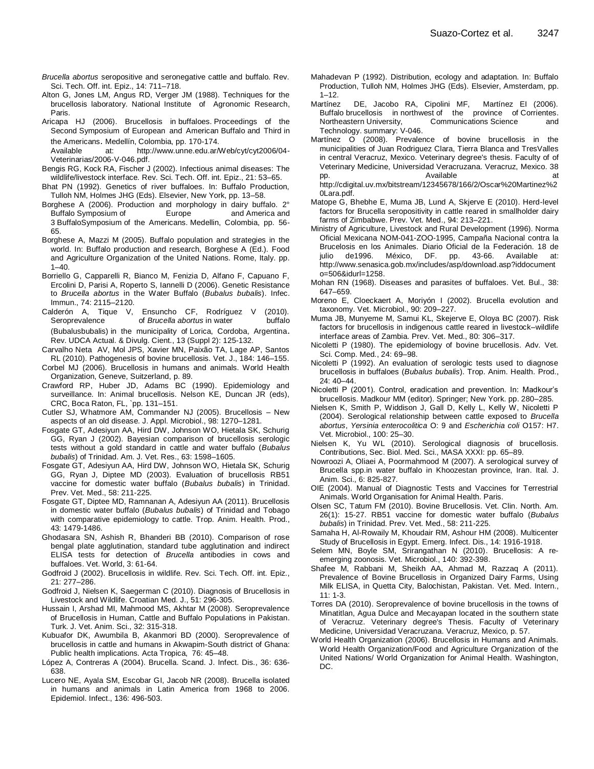*Brucella abortus* seropositive and seronegative cattle and buffalo. Rev. Sci. Tech. Off. int. Epiz., 14: 711–718.

Alton G, Jones LM, Angus RD, Verger JM (1988). Techniques for the brucellosis laboratory. National Institute of Agronomic Research, Paris.

Aricapa HJ (2006). Brucellosis in buffaloes. Proceedings of the Second Symposium of European and American Buffalo and Third in the Americans. Medellín, Colombia, pp. 170-174. Available at: http://www.unne.edu.ar/Web/cyt/cyt2006/04-Veterinarias/2006-V-046.pdf.

Bengis RG, Kock RA, Fischer J (2002). Infectious animal diseases: The wildlife/livestock interface. Rev. Sci. Tech. Off. int. Epiz., 21: 53–65.

Bhat PN (1992). Genetics of river buffaloes. In: Buffalo Production, Tulloh NM, Holmes JHG (Eds). Elsevier, New York, pp. 13–58.

Borghese A (2006). Production and morphology in dairy buffalo. 2° Buffalo Symposium of Europe and America and 3 BuffaloSymposium of the Americans. Medellin, Colombia, pp. 56-65.

Borghese A, Mazzi M (2005). Buffalo population and strategies in the world. In: Buffalo production and research, Borghese A (Ed.). Food and Agriculture Organization of the United Nations. Rome, Italy. pp. 1–40.

Borriello G, Capparelli R, Bianco M, Fenizia D, Alfano F, Capuano F, Ercolini D, Parisi A, Roperto S, Iannelli D (2006). Genetic Resistance to *Brucella abortus* in the Water Buffalo (*Bubalus bubalis*). Infec. Immun., 74: 2115–2120.

Calderón A, Tique V, Ensuncho CF, Rodríguez V (2010). Seroprevalence of *Brucella abortus* in water buffalo (Bubalusbubalis) in the municipality of Lorica, Cordoba, Argentina. Rev. UDCA Actual. & Divulg. Cient., 13 (Suppl 2): 125-132.

Carvalho Neta AV, Mol JPS, Xavier MN, Paixão TA, Lage AP, Santos RL (2010). Pathogenesis of bovine brucellosis. Vet. J., 184: 146–155.

Corbel MJ (2006). Brucellosis in humans and animals. World Health Organization, Geneve, Suitzerland, p. 89.

Crawford RP, Huber JD, Adams BC (1990). Epidemiology and surveillance. In: Animal brucellosis. Nelson KE, Duncan JR (eds), CRC, Boca Raton, FL, `pp. 131–151.

Cutler SJ, Whatmore AM, Commander NJ (2005). Brucellosis – New aspects of an old disease. J. Appl. Microbiol., 98: 1270–1281.

Fosgate GT, Adesiyun AA, Hird DW, Johnson WO, Hietala SK, Schurig GG, Ryan J (2002). Bayesian comparison of brucellosis serologic tests without a gold standard in cattle and water buffalo (*Bubalus bubalis*) of Trinidad. Am. J. Vet. Res., 63: 1598–1605.

Fosgate GT, Adesiyun AA, Hird DW, Johnson WO, Hietala SK, Schurig GG, Ryan J, Diptee MD (2003). Evaluation of brucellosis RB51 vaccine for domestic water buffalo (*Bubalus bubalis*) in Trinidad. Prev. Vet. Med., 58: 211-225.

Fosgate GT, Diptee MD, Ramnanan A, Adesiyun AA (2011). Brucellosis in domestic water buffalo (*Bubalus bubalis*) of Trinidad and Tobago with comparative epidemiology to cattle. Trop. Anim. Health. Prod., 43: 1479-1486.

Ghodasara SN, Ashish R, Bhanderi BB (2010). Comparison of rose bengal plate agglutination, standard tube agglutination and indirect ELISA tests for detection of *Brucella* antibodies in cows and buffaloes. Vet. World, 3: 61-64.

Godfroid J (2002). Brucellosis in wildlife. Rev. Sci. Tech. Off. int. Epiz., 21: 277–286.

Godfroid J, Nielsen K, Saegerman C (2010). Diagnosis of Brucellosis in Livestock and Wildlife. Croatian Med. J., 51: 296-305.

Hussain I, Arshad MI, Mahmood MS, Akhtar M (2008). Seroprevalence of Brucellosis in Human, Cattle and Buffalo Populations in Pakistan. Turk. J. Vet. Anim. Sci., 32: 315-318.

Kubuafor DK, Awumbila B, Akanmori BD (2000). Seroprevalence of brucellosis in cattle and humans in Akwapim-South district of Ghana: Public health implications. Acta Tropica, 76: 45–48.

López A, Contreras A (2004). Brucella. Scand. J. Infect. Dis., 36: 636-638.

Lucero NE, Ayala SM, Escobar GI, Jacob NR (2008). Brucella isolated in humans and animals in Latin America from 1968 to 2006. Epidemiol. Infect., 136: 496-503.

Mahadevan P (1992). Distribution, ecology and adaptation. In: Buffalo Production, Tulloh NM, Holmes JHG (Eds). Elsevier, Amsterdam, pp. 1–12.

Martínez DE, Jacobo RA, Cipolini MF, Martínez EI (2006). Buffalo brucellosis in northwest of the province of Corrientes. Northeastern University, Communications Science and Technology. summary: V-046.

Martínez O (2008). Prevalence of bovine brucellosis in the municipalities of Juan Rodriguez Clara, Tierra Blanca and TresValles in central Veracruz, Mexico. Veterinary degree's thesis. Faculty of of Veterinary Medicine, Universidad Veracruzana. Veracruz, Mexico. 38 pp. Available at http://cdigital.uv.mx/bitstream/12345678/166/2/Oscar%20Martinez%20Lara.pdf.

Matope G, Bhebhe E, Muma JB, Lund A, Skjerve E (2010). Herd-level factors for Brucella seropositivity in cattle reared in smallholder dairy farms of Zimbabwe. Prev. Vet. Med., 94: 213–221.

Ministry of Agriculture, Livestock and Rural Development (1996). Norma Oficial Mexicana NOM-041-ZOO-1995, Campaña Nacional contra la Brucelosis en los Animales. Diario Oficial de la Federación. 18 de julio de1996. México, DF. pp. 43-66. Available at: http://www.senasica.gob.mx/includes/asp/download.asp?iddocumento=506&idurl=1258.

Mohan RN (1968). Diseases and parasites of buffaloes. Vet. Bul., 38: 647–659.

Moreno E, Cloeckaert A, Moriyón I (2002). Brucella evolution and taxonomy. Vet. Microbiol., 90: 209–227.

Muma JB, Munyeme M, Samui KL, Skjerve E, Oloya BC (2007). Risk factors for brucellosis in indigenous cattle reared in livestock–wildlife interface areas of Zambia. Prev. Vet. Med., 80: 306–317.

Nicoletti P (1980). The epidemiology of bovine brucellosis. Adv. Vet. Sci. Comp. Med., 24: 69–98.

Nicoletti P (1992). An evaluation of serologic tests used to diagnose brucellosis in buffaloes (*Bubalus bubalis*). Trop. Anim. Health. Prod., 24: 40–44.

Nicoletti P (2001). Control, eradication and prevention. In: Madkour's brucellosis. Madkour MM (editor). Springer; New York. pp. 280–285.

Nielsen K, Smith P, Widdison J, Gall D, Kelly L, Kelly W, Nicoletti P (2004). Serological relationship between cattle exposed to *Brucella abortus*, *Yersinia enterocolitica* O: 9 and *Escherichia coli* O157: H7. Vet. Microbiol., 100: 25–30.

Nielsen K, Yu WL (2010). Serological diagnosis of brucellosis. Contributions, Sec. Biol. Med. Sci., MASA XXXI: pp. 65–89.

Nowroozi A, Oliaei A, Poormahmood M (2007). A serological survey of Brucella spp.in water buffalo in Khoozestan province, Iran. Ital. J. Anim. Sci., 6: 825-827.

OIE (2004). Manual of Diagnostic Tests and Vaccines for Terrestrial Animals. World Organisation for Animal Health. Paris.

Olsen SC, Tatum FM (2010). Bovine Brucellosis. Vet. Clin. North. Am. 26(1): 15-27. RB51 vaccine for domestic water buffalo (*Bubalus bubalis*) in Trinidad. Prev. Vet. Med., 58: 211-225.

Samaha H, Al-Rowaily M, Khoudair RM, Ashour HM (2008). Multicenter Study of Brucellosis in Egypt. Emerg. Infect. Dis., 14: 1916-1918.

Selem MN, Boyle SM, Srirangathan N (2010). Brucellosis: A re-emerging zoonosis. Vet. Microbiol., 140: 392-398.

Shafee M, Rabbani M, Sheikh AA, Ahmad M, Razzaq A (2011). Prevalence of Bovine Brucellosis in Organized Dairy Farms, Using Milk ELISA, in Quetta City, Balochistan, Pakistan. Vet. Med. Intern., 11: 1-3.

Torres DA (2010). Seroprevalence of bovine brucellosis in the towns of Minatitlan, Agua Dulce and Mecayapan located in the southern state of Veracruz. Veterinary degree's Thesis. Faculty of Veterinary Medicine, Universidad Veracruzana. Veracruz, Mexico, p. 57.

World Health Organization (2006). Brucellosis in Humans and Animals. World Health Organization/Food and Agriculture Organization of the United Nations/ World Organization for Animal Health. Washington, DC.